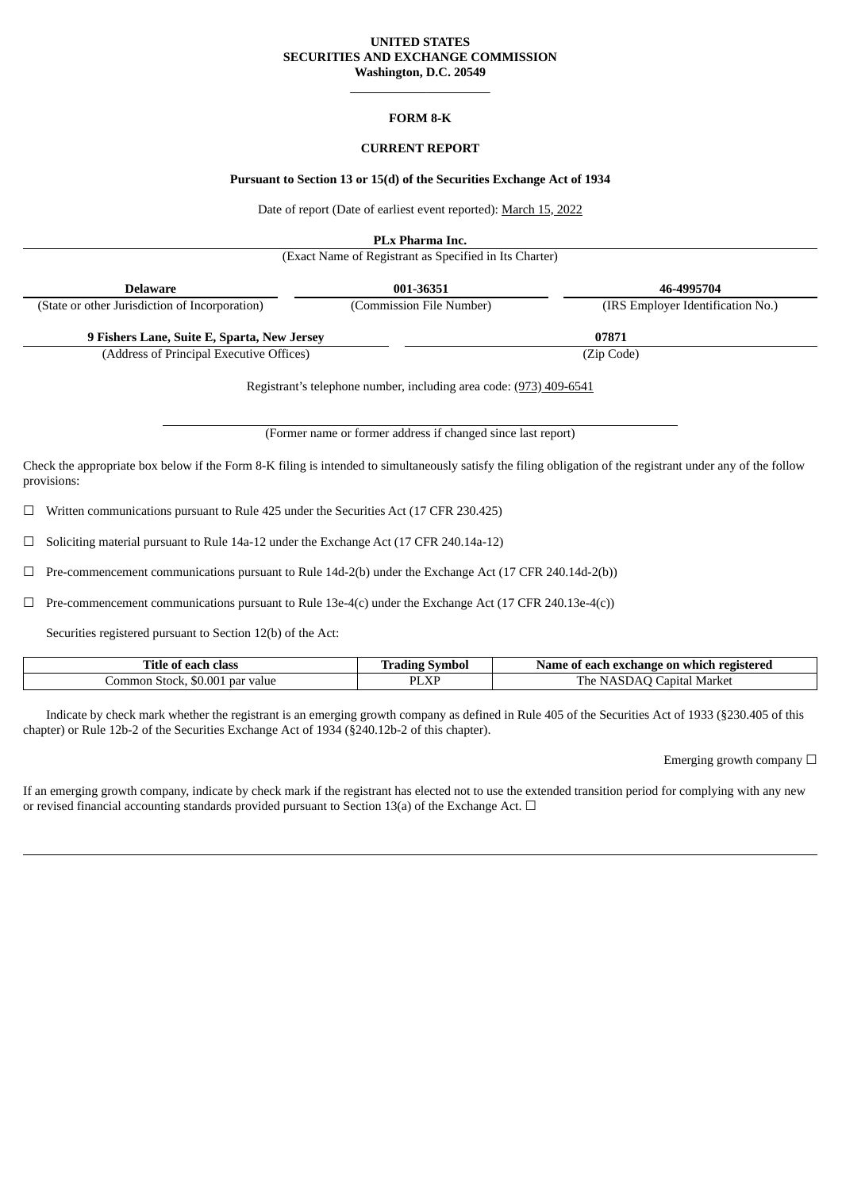**UNITED STATES**
**SECURITIES AND EXCHANGE COMMISSION**
**Washington, D.C. 20549**

---

**FORM 8-K**

**CURRENT REPORT**

**Pursuant to Section 13 or 15(d) of the Securities Exchange Act of 1934**

Date of report (Date of earliest event reported): March 15, 2022

**PLx Pharma Inc.**
(Exact Name of Registrant as Specified in Its Charter)

| **Delaware** | **001-36351** | **46-4995704** |
|---|---|---|
| (State or other Jurisdiction of Incorporation) | (Commission File Number) | (IRS Employer Identification No.) |

| **9 Fishers Lane, Suite E, Sparta, New Jersey** | **07871** |
|---|---|
| (Address of Principal Executive Offices) | (Zip Code) |

Registrant's telephone number, including area code: (973) 409-6541

(Former name or former address if changed since last report)

Check the appropriate box below if the Form 8-K filing is intended to simultaneously satisfy the filing obligation of the registrant under any of the follow provisions:

☐ Written communications pursuant to Rule 425 under the Securities Act (17 CFR 230.425)

☐ Soliciting material pursuant to Rule 14a-12 under the Exchange Act (17 CFR 240.14a-12)

☐ Pre-commencement communications pursuant to Rule 14d-2(b) under the Exchange Act (17 CFR 240.14d-2(b))

☐ Pre-commencement communications pursuant to Rule 13e-4(c) under the Exchange Act (17 CFR 240.13e-4(c))

Securities registered pursuant to Section 12(b) of the Act:

| Title of each class | Trading Symbol | Name of each exchange on which registered |
|---|---|---|
| Common Stock, $0.001 par value | PLXP | The NASDAQ Capital Market |

Indicate by check mark whether the registrant is an emerging growth company as defined in Rule 405 of the Securities Act of 1933 (§230.405 of this chapter) or Rule 12b-2 of the Securities Exchange Act of 1934 (§240.12b-2 of this chapter).

Emerging growth company ☐

If an emerging growth company, indicate by check mark if the registrant has elected not to use the extended transition period for complying with any new or revised financial accounting standards provided pursuant to Section 13(a) of the Exchange Act. ☐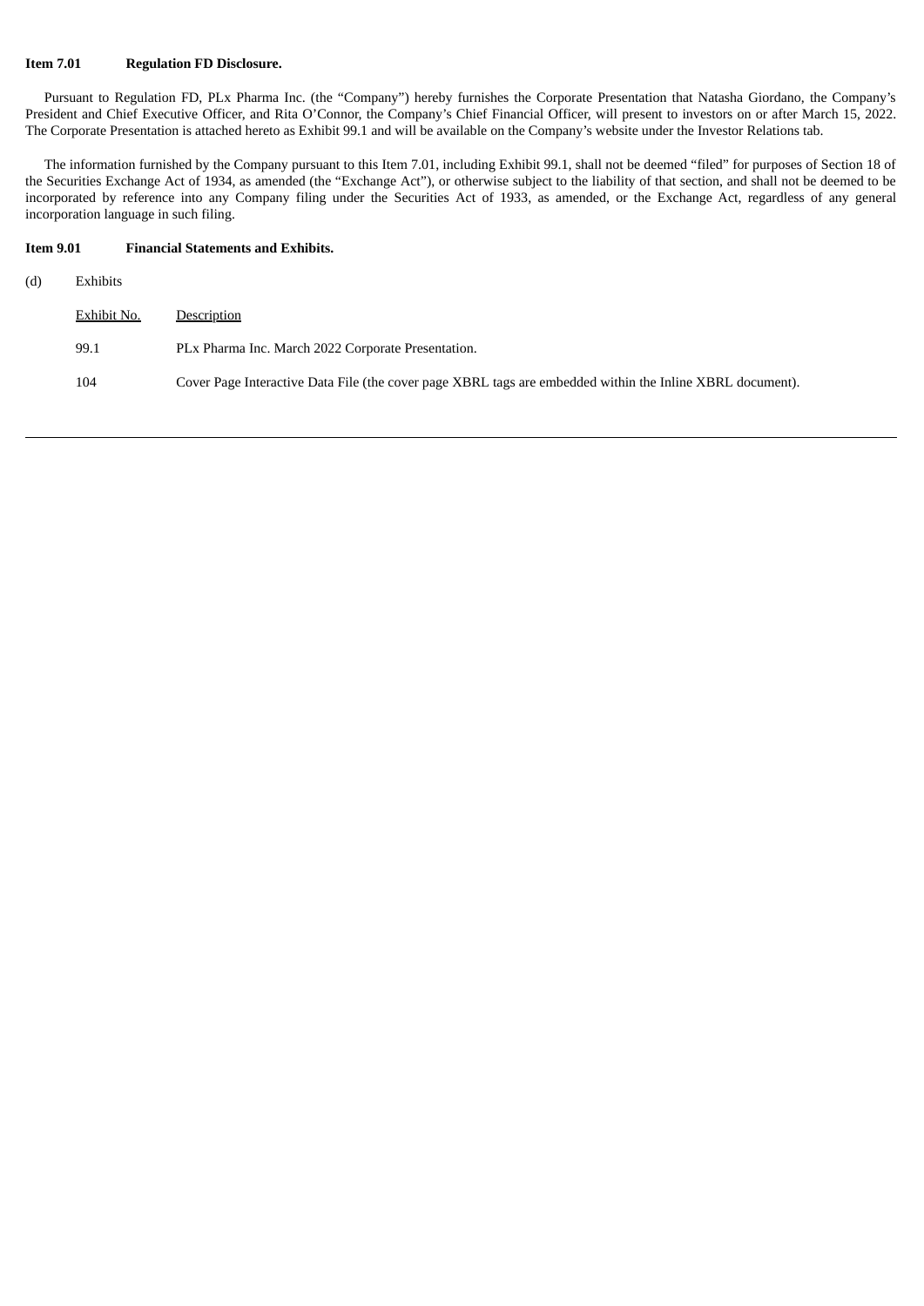**Item 7.01 Regulation FD Disclosure.**

Pursuant to Regulation FD, PLx Pharma Inc. (the "Company") hereby furnishes the Corporate Presentation that Natasha Giordano, the Company's President and Chief Executive Officer, and Rita O'Connor, the Company's Chief Financial Officer, will present to investors on or after March 15, 2022. The Corporate Presentation is attached hereto as Exhibit 99.1 and will be available on the Company's website under the Investor Relations tab.

The information furnished by the Company pursuant to this Item 7.01, including Exhibit 99.1, shall not be deemed "filed" for purposes of Section 18 of the Securities Exchange Act of 1934, as amended (the "Exchange Act"), or otherwise subject to the liability of that section, and shall not be deemed to be incorporated by reference into any Company filing under the Securities Act of 1933, as amended, or the Exchange Act, regardless of any general incorporation language in such filing.

**Item 9.01 Financial Statements and Exhibits.**

(d) Exhibits

| Exhibit No. | Description |
| --- | --- |
| 99.1 | PLx Pharma Inc. March 2022 Corporate Presentation. |
| 104 | Cover Page Interactive Data File (the cover page XBRL tags are embedded within the Inline XBRL document). |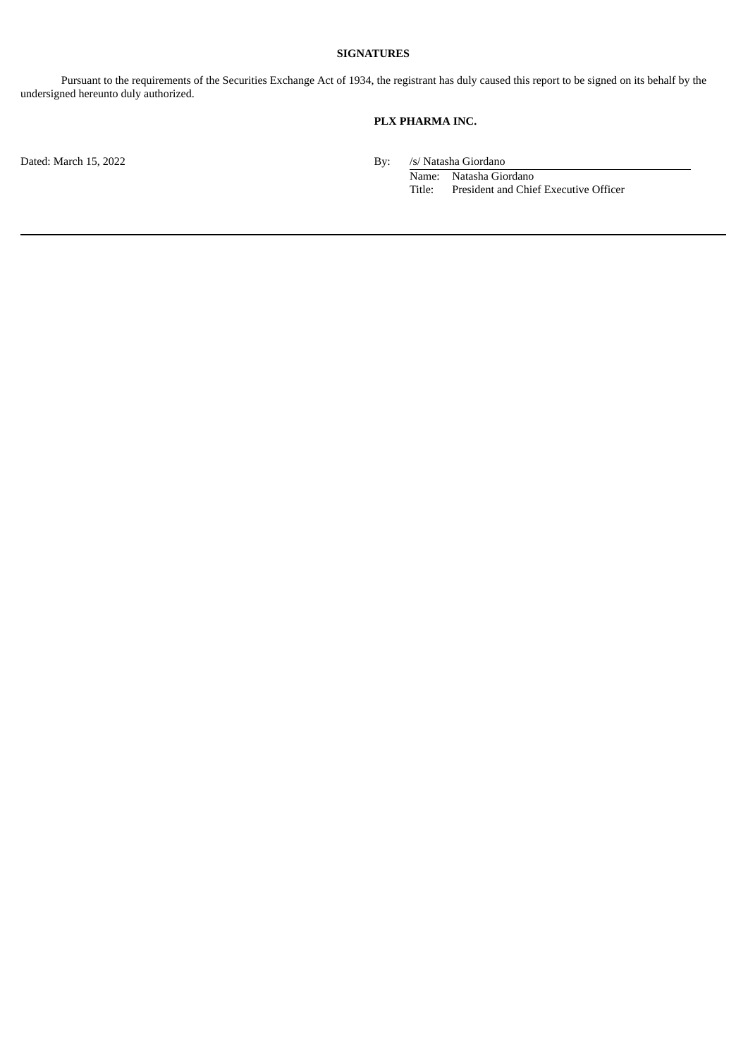**SIGNATURES**

Pursuant to the requirements of the Securities Exchange Act of 1934, the registrant has duly caused this report to be signed on its behalf by the undersigned hereunto duly authorized.

**PLX PHARMA INC.**

Dated: March 15, 2022

By: /s/ Natasha Giordano

Name: Natasha Giordano

Title: President and Chief Executive Officer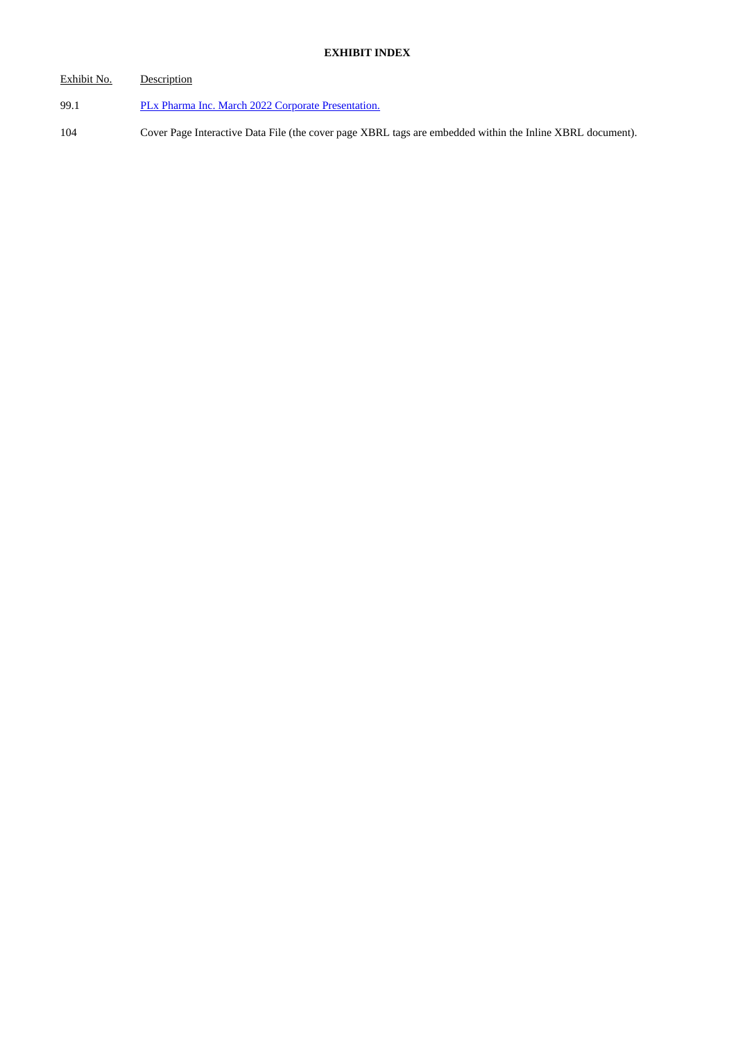**EXHIBIT INDEX**

| Exhibit No. | Description |
|---|---|
| 99.1 | PLx Pharma Inc. March 2022 Corporate Presentation. |
| 104 | Cover Page Interactive Data File (the cover page XBRL tags are embedded within the Inline XBRL document). |